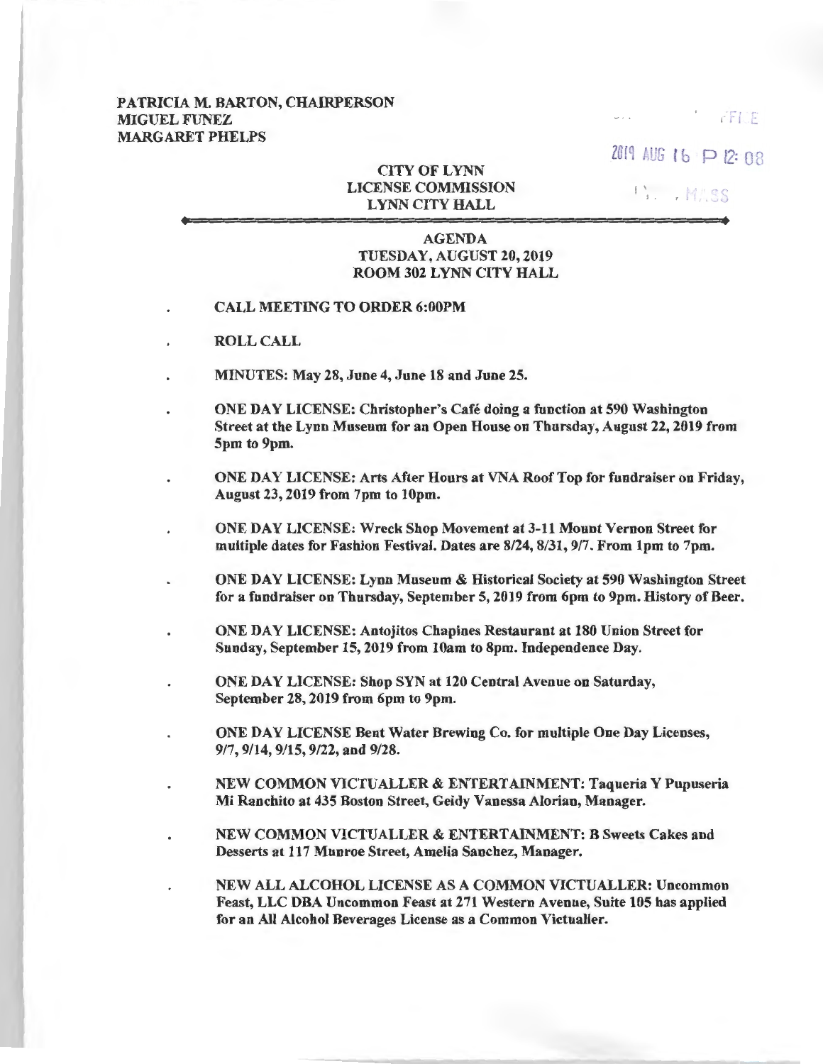PATRICIA M. BARTON, CHAIRPERSON
MIGUEL FUNEZ
MARGARET PHELPS

2019 AUG 16 P 12:08

**CITY OF LYNN**
**LICENSE COMMISSION**
**LYNN CITY HALL**

---

**AGENDA**
**TUESDAY, AUGUST 20, 2019**
**ROOM 302 LYNN CITY HALL**

- **CALL MEETING TO ORDER 6:00PM**
- **ROLL CALL**
- **MINUTES: May 28, June 4, June 18 and June 25.**
- **ONE DAY LICENSE: Christopher's Café doing a function at 590 Washington Street at the Lynn Museum for an Open House on Thursday, August 22, 2019 from 5pm to 9pm.**
- **ONE DAY LICENSE: Arts After Hours at VNA Roof Top for fundraiser on Friday, August 23, 2019 from 7pm to 10pm.**
- **ONE DAY LICENSE: Wreck Shop Movement at 3-11 Mount Vernon Street for multiple dates for Fashion Festival. Dates are 8/24, 8/31, 9/7. From 1pm to 7pm.**
- **ONE DAY LICENSE: Lynn Museum & Historical Society at 590 Washington Street for a fundraiser on Thursday, September 5, 2019 from 6pm to 9pm. History of Beer.**
- **ONE DAY LICENSE: Antojitos Chapines Restaurant at 180 Union Street for Sunday, September 15, 2019 from 10am to 8pm. Independence Day.**
- **ONE DAY LICENSE: Shop SYN at 120 Central Avenue on Saturday, September 28, 2019 from 6pm to 9pm.**
- **ONE DAY LICENSE Bent Water Brewing Co. for multiple One Day Licenses, 9/7, 9/14, 9/15, 9/22, and 9/28.**
- **NEW COMMON VICTUALLER & ENTERTAINMENT: Taqueria Y Pupuseria Mi Ranchito at 435 Boston Street, Geidy Vanessa Alorian, Manager.**
- **NEW COMMON VICTUALLER & ENTERTAINMENT: B Sweets Cakes and Desserts at 117 Munroe Street, Amelia Sanchez, Manager.**
- **NEW ALL ALCOHOL LICENSE AS A COMMON VICTUALLER: Uncommon Feast, LLC DBA Uncommon Feast at 271 Western Avenue, Suite 105 has applied for an All Alcohol Beverages License as a Common Victualler.**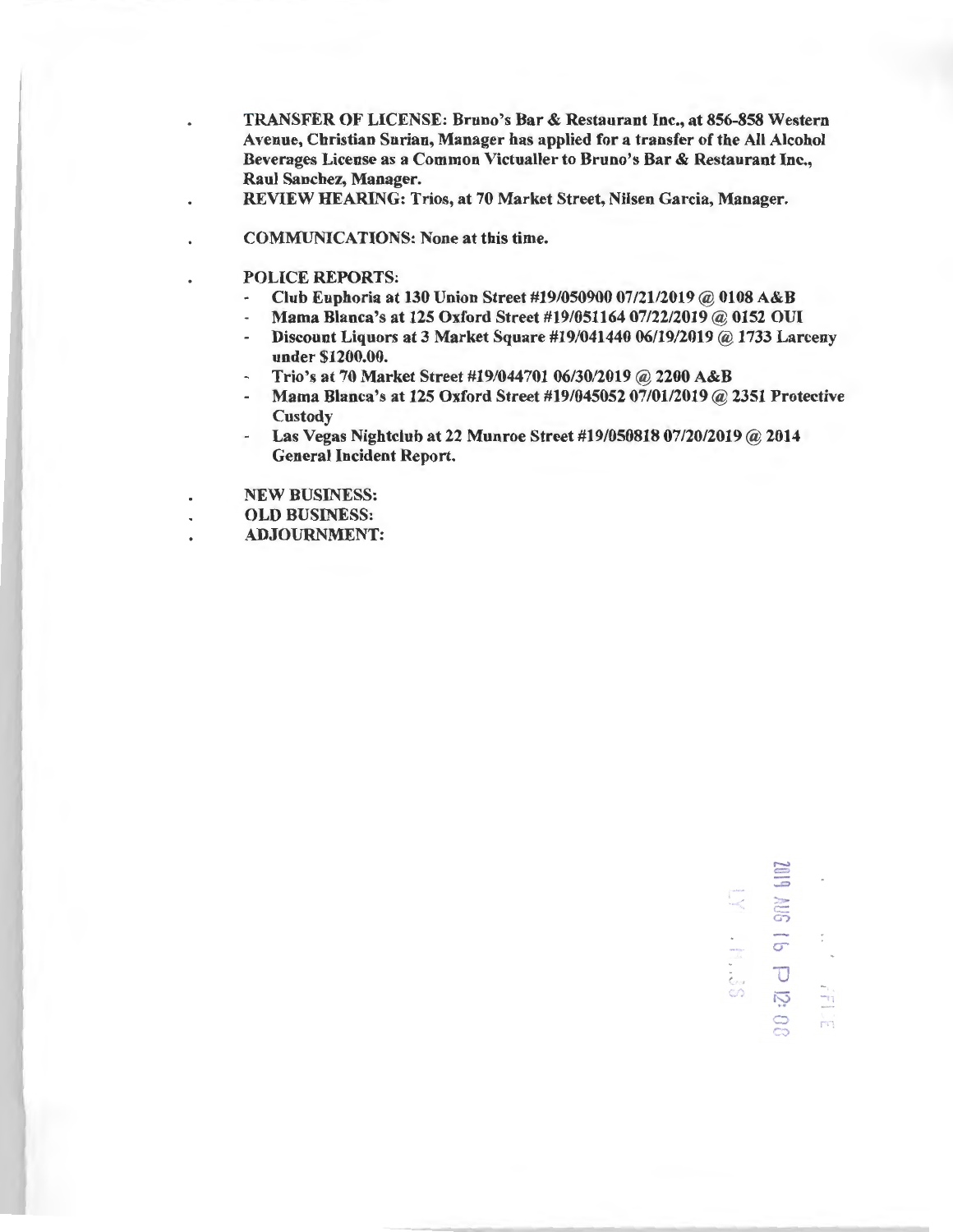- **TRANSFER OF LICENSE: Bruno's Bar & Restaurant Inc., at 856-858 Western Avenue, Christian Surian, Manager has applied for a transfer of the All Alcohol Beverages License as a Common Victualler to Bruno's Bar & Restaurant Inc., Raul Sanchez, Manager.**
- **REVIEW HEARING: Trios, at 70 Market Street, Niisen Garcia, Manager.**
- **COMMUNICATIONS: None at this time.**
- **POLICE REPORTS:**
  - **Club Euphoria at 130 Union Street #19/050900 07/21/2019 @ 0108 A&B**
  - **Mama Blanca's at 125 Oxford Street #19/051164 07/22/2019 @ 0152 OUI**
  - **Discount Liquors at 3 Market Square #19/041440 06/19/2019 @ 1733 Larceny under $1200.00.**
  - **Trio's at 70 Market Street #19/044701 06/30/2019 @ 2200 A&B**
  - **Mama Blanca's at 125 Oxford Street #19/045052 07/01/2019 @ 2351 Protective Custody**
  - **Las Vegas Nightclub at 22 Munroe Street #19/050818 07/20/2019 @ 2014 General Incident Report.**
- **NEW BUSINESS:**
- **OLD BUSINESS:**
- **ADJOURNMENT:**

2019 AUG 16 P 12: 08